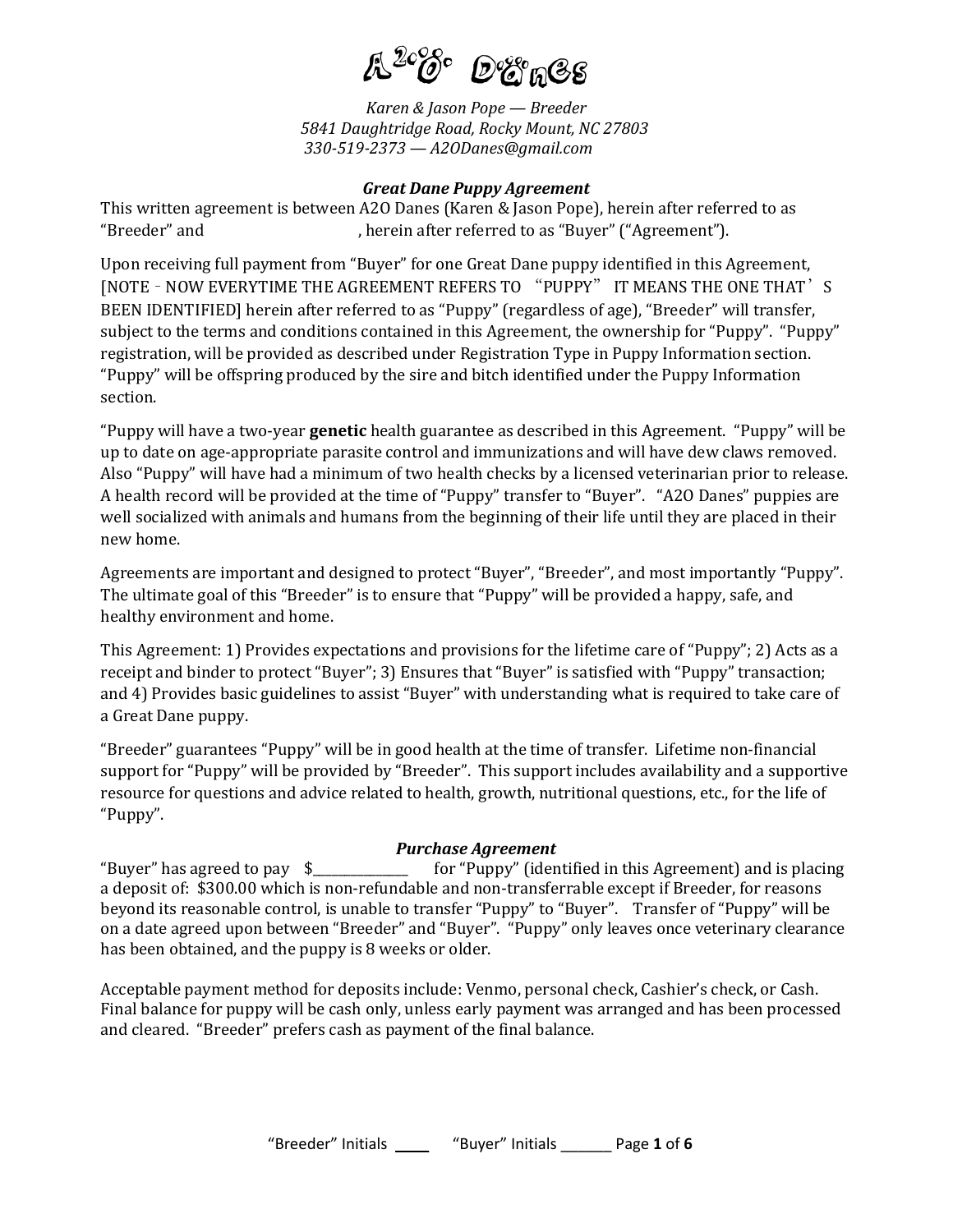# A2O Danes

*Karen & Jason Pope — Breeder*
*5841 Daughtridge Road, Rocky Mount, NC 27803*
*330-519-2373 — A2ODanes@gmail.com*

## *Great Dane Puppy Agreement*

This written agreement is between A2O Danes (Karen & Jason Pope), herein after referred to as "Breeder" and \_\_\_\_\_\_\_\_\_\_\_\_\_\_\_\_\_\_\_\_, herein after referred to as "Buyer" ("Agreement").

Upon receiving full payment from "Buyer" for one Great Dane puppy identified in this Agreement, [NOTE – NOW EVERYTIME THE AGREEMENT REFERS TO "PUPPY" IT MEANS THE ONE THAT'S BEEN IDENTIFIED] herein after referred to as "Puppy" (regardless of age), "Breeder" will transfer, subject to the terms and conditions contained in this Agreement, the ownership for "Puppy". "Puppy" registration, will be provided as described under Registration Type in Puppy Information section. "Puppy" will be offspring produced by the sire and bitch identified under the Puppy Information section.

"Puppy will have a two-year **genetic** health guarantee as described in this Agreement. "Puppy" will be up to date on age-appropriate parasite control and immunizations and will have dew claws removed. Also "Puppy" will have had a minimum of two health checks by a licensed veterinarian prior to release. A health record will be provided at the time of "Puppy" transfer to "Buyer". "A2O Danes" puppies are well socialized with animals and humans from the beginning of their life until they are placed in their new home.

Agreements are important and designed to protect "Buyer", "Breeder", and most importantly "Puppy". The ultimate goal of this "Breeder" is to ensure that "Puppy" will be provided a happy, safe, and healthy environment and home.

This Agreement: 1) Provides expectations and provisions for the lifetime care of "Puppy"; 2) Acts as a receipt and binder to protect "Buyer"; 3) Ensures that "Buyer" is satisfied with "Puppy" transaction; and 4) Provides basic guidelines to assist "Buyer" with understanding what is required to take care of a Great Dane puppy.

"Breeder" guarantees "Puppy" will be in good health at the time of transfer. Lifetime non-financial support for "Puppy" will be provided by "Breeder". This support includes availability and a supportive resource for questions and advice related to health, growth, nutritional questions, etc., for the life of "Puppy".

## *Purchase Agreement*

"Buyer" has agreed to pay $\_\_\_\_\_\_\_\_\_\_\_\_\_\_ for "Puppy" (identified in this Agreement) and is placing a deposit of: $300.00 which is non-refundable and non-transferrable except if Breeder, for reasons beyond its reasonable control, is unable to transfer "Puppy" to "Buyer". Transfer of "Puppy" will be on a date agreed upon between "Breeder" and "Buyer". "Puppy" only leaves once veterinary clearance has been obtained, and the puppy is 8 weeks or older.

Acceptable payment method for deposits include: Venmo, personal check, Cashier's check, or Cash. Final balance for puppy will be cash only, unless early payment was arranged and has been processed and cleared. "Breeder" prefers cash as payment of the final balance.

"Breeder" Initials \_\_\_\_ "Buyer" Initials \_\_\_\_\_\_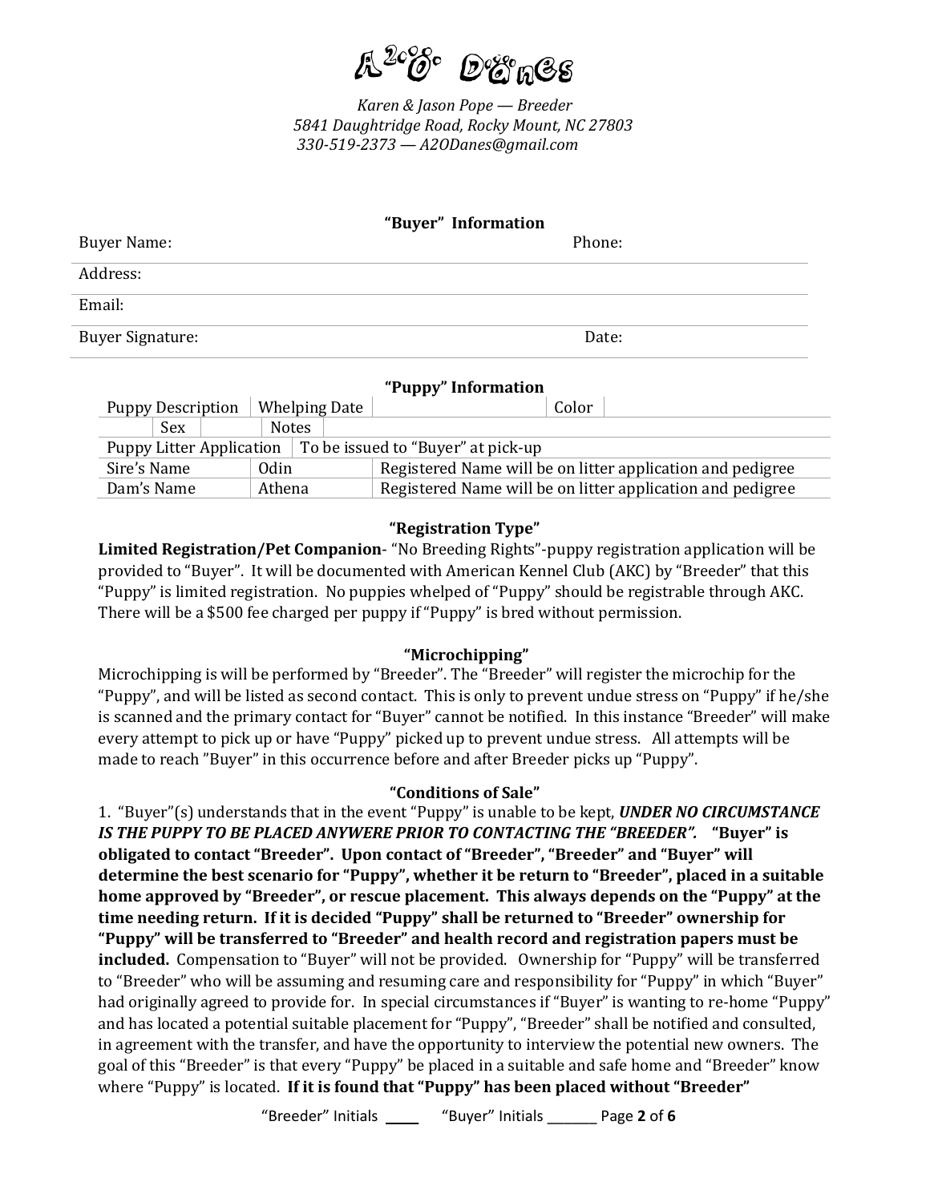# A2O Danes

*Karen & Jason Pope — Breeder*
*5841 Daughtridge Road, Rocky Mount, NC 27803*
*330-519-2373 — A2ODanes@gmail.com*

## "Buyer" Information

| Buyer Name: | Phone: |
|---|---|
| Address: | |
| Email: | |
| Buyer Signature: | Date: |

## "Puppy" Information

| Puppy Description | Whelping Date | | Color | |
|---|---|---|---|---|
| Sex | | Notes | | |
| Puppy Litter Application | To be issued to "Buyer" at pick-up | | | |
| Sire's Name | Odin | Registered Name will be on litter application and pedigree | | |
| Dam's Name | Athena | Registered Name will be on litter application and pedigree | | |

## "Registration Type"

**Limited Registration/Pet Companion**- "No Breeding Rights"-puppy registration application will be provided to "Buyer". It will be documented with American Kennel Club (AKC) by "Breeder" that this "Puppy" is limited registration. No puppies whelped of "Puppy" should be registrable through AKC. There will be a $500 fee charged per puppy if "Puppy" is bred without permission.

## "Microchipping"

Microchipping is will be performed by "Breeder". The "Breeder" will register the microchip for the "Puppy", and will be listed as second contact. This is only to prevent undue stress on "Puppy" if he/she is scanned and the primary contact for "Buyer" cannot be notified. In this instance "Breeder" will make every attempt to pick up or have "Puppy" picked up to prevent undue stress. All attempts will be made to reach "Buyer" in this occurrence before and after Breeder picks up "Puppy".

## "Conditions of Sale"

1. "Buyer"(s) understands that in the event "Puppy" is unable to be kept, ***UNDER NO CIRCUMSTANCE IS THE PUPPY TO BE PLACED ANYWERE PRIOR TO CONTACTING THE "BREEDER".*** **"Buyer" is obligated to contact "Breeder". Upon contact of "Breeder", "Breeder" and "Buyer" will determine the best scenario for "Puppy", whether it be return to "Breeder", placed in a suitable home approved by "Breeder", or rescue placement. This always depends on the "Puppy" at the time needing return. If it is decided "Puppy" shall be returned to "Breeder" ownership for "Puppy" will be transferred to "Breeder" and health record and registration papers must be included.** Compensation to "Buyer" will not be provided. Ownership for "Puppy" will be transferred to "Breeder" who will be assuming and resuming care and responsibility for "Puppy" in which "Buyer" had originally agreed to provide for. In special circumstances if "Buyer" is wanting to re-home "Puppy" and has located a potential suitable placement for "Puppy", "Breeder" shall be notified and consulted, in agreement with the transfer, and have the opportunity to interview the potential new owners. The goal of this "Breeder" is that every "Puppy" be placed in a suitable and safe home and "Breeder" know where "Puppy" is located. **If it is found that "Puppy" has been placed without "Breeder"**

"Breeder" Initials \_\_\_\_ "Buyer" Initials \_\_\_\_\_\_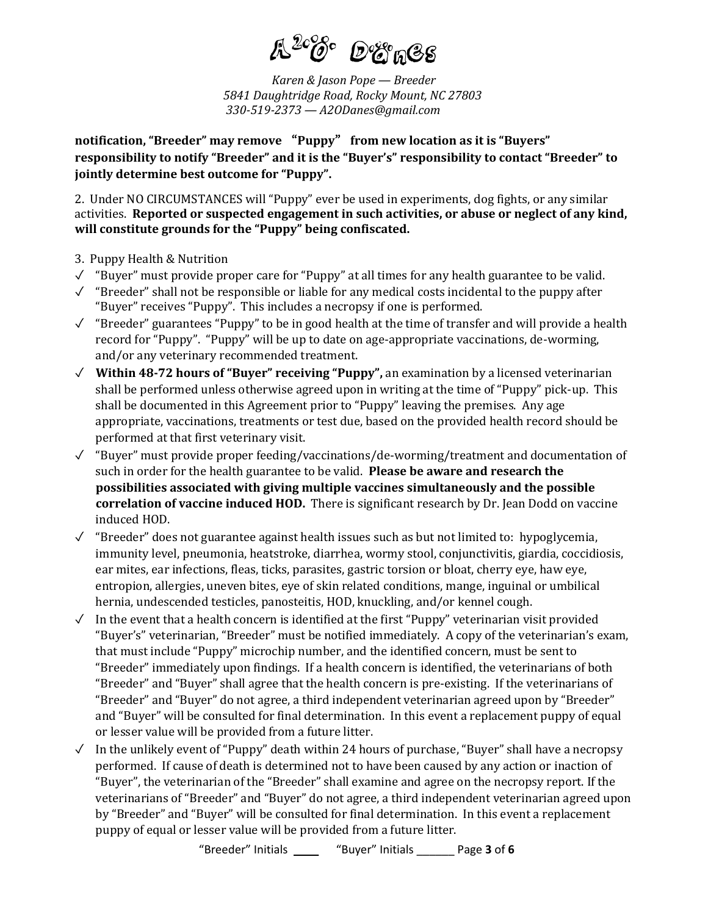**notification, "Breeder" may remove "Puppy" from new location as it is "Buyers" responsibility to notify "Breeder" and it is the "Buyer's" responsibility to contact "Breeder" to jointly determine best outcome for "Puppy".**

2. Under NO CIRCUMSTANCES will "Puppy" ever be used in experiments, dog fights, or any similar activities. **Reported or suspected engagement in such activities, or abuse or neglect of any kind, will constitute grounds for the "Puppy" being confiscated.**

3. Puppy Health & Nutrition

- ✓ "Buyer" must provide proper care for "Puppy" at all times for any health guarantee to be valid.
- ✓ "Breeder" shall not be responsible or liable for any medical costs incidental to the puppy after "Buyer" receives "Puppy". This includes a necropsy if one is performed.
- ✓ "Breeder" guarantees "Puppy" to be in good health at the time of transfer and will provide a health record for "Puppy". "Puppy" will be up to date on age-appropriate vaccinations, de-worming, and/or any veterinary recommended treatment.
- ✓ **Within 48-72 hours of "Buyer" receiving "Puppy",** an examination by a licensed veterinarian shall be performed unless otherwise agreed upon in writing at the time of "Puppy" pick-up. This shall be documented in this Agreement prior to "Puppy" leaving the premises. Any age appropriate, vaccinations, treatments or test due, based on the provided health record should be performed at that first veterinary visit.
- ✓ "Buyer" must provide proper feeding/vaccinations/de-worming/treatment and documentation of such in order for the health guarantee to be valid. **Please be aware and research the possibilities associated with giving multiple vaccines simultaneously and the possible correlation of vaccine induced HOD.** There is significant research by Dr. Jean Dodd on vaccine induced HOD.
- ✓ "Breeder" does not guarantee against health issues such as but not limited to: hypoglycemia, immunity level, pneumonia, heatstroke, diarrhea, wormy stool, conjunctivitis, giardia, coccidiosis, ear mites, ear infections, fleas, ticks, parasites, gastric torsion or bloat, cherry eye, haw eye, entropion, allergies, uneven bites, eye of skin related conditions, mange, inguinal or umbilical hernia, undescended testicles, panosteitis, HOD, knuckling, and/or kennel cough.
- ✓ In the event that a health concern is identified at the first "Puppy" veterinarian visit provided "Buyer's" veterinarian, "Breeder" must be notified immediately. A copy of the veterinarian's exam, that must include "Puppy" microchip number, and the identified concern, must be sent to "Breeder" immediately upon findings. If a health concern is identified, the veterinarians of both "Breeder" and "Buyer" shall agree that the health concern is pre-existing. If the veterinarians of "Breeder" and "Buyer" do not agree, a third independent veterinarian agreed upon by "Breeder" and "Buyer" will be consulted for final determination. In this event a replacement puppy of equal or lesser value will be provided from a future litter.
- ✓ In the unlikely event of "Puppy" death within 24 hours of purchase, "Buyer" shall have a necropsy performed. If cause of death is determined not to have been caused by any action or inaction of "Buyer", the veterinarian of the "Breeder" shall examine and agree on the necropsy report. If the veterinarians of "Breeder" and "Buyer" do not agree, a third independent veterinarian agreed upon by "Breeder" and "Buyer" will be consulted for final determination. In this event a replacement puppy of equal or lesser value will be provided from a future litter.

"Breeder" Initials ____ "Buyer" Initials _______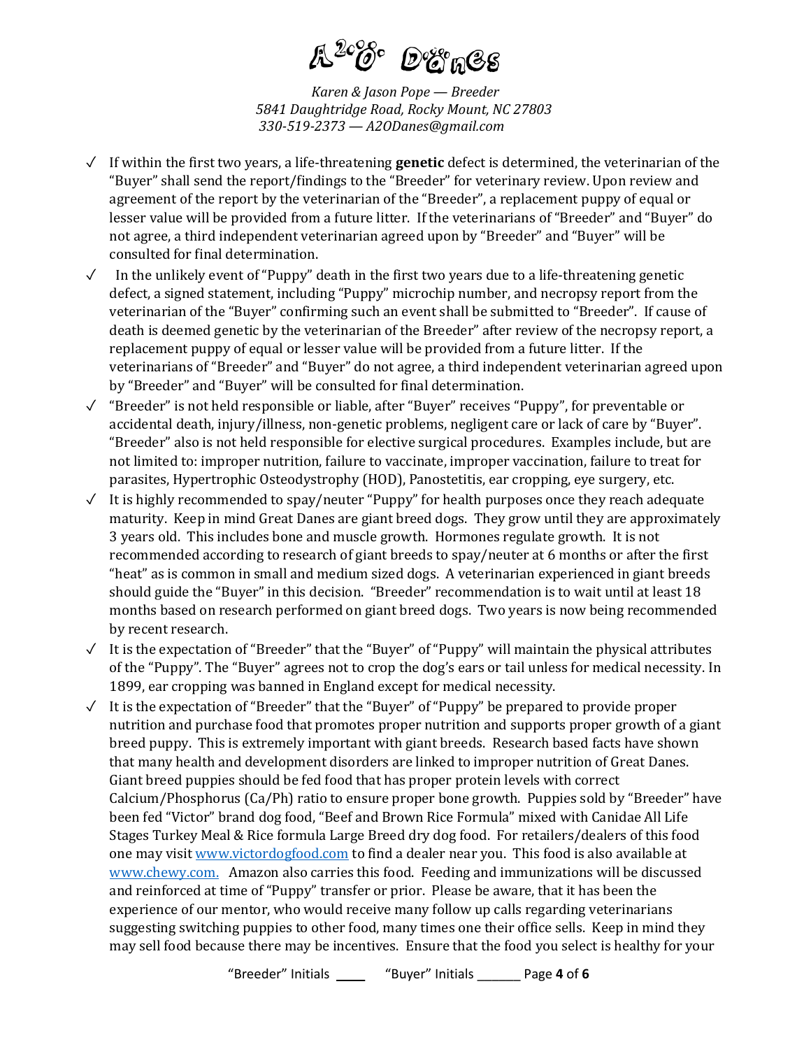Karen & Jason Pope — Breeder
5841 Daughtridge Road, Rocky Mount, NC 27803
330-519-2373 — A2ODanes@gmail.com

- ✓ If within the first two years, a life-threatening **genetic** defect is determined, the veterinarian of the "Buyer" shall send the report/findings to the "Breeder" for veterinary review. Upon review and agreement of the report by the veterinarian of the "Breeder", a replacement puppy of equal or lesser value will be provided from a future litter. If the veterinarians of "Breeder" and "Buyer" do not agree, a third independent veterinarian agreed upon by "Breeder" and "Buyer" will be consulted for final determination.
- ✓ In the unlikely event of "Puppy" death in the first two years due to a life-threatening genetic defect, a signed statement, including "Puppy" microchip number, and necropsy report from the veterinarian of the "Buyer" confirming such an event shall be submitted to "Breeder". If cause of death is deemed genetic by the veterinarian of the Breeder" after review of the necropsy report, a replacement puppy of equal or lesser value will be provided from a future litter. If the veterinarians of "Breeder" and "Buyer" do not agree, a third independent veterinarian agreed upon by "Breeder" and "Buyer" will be consulted for final determination.
- ✓ "Breeder" is not held responsible or liable, after "Buyer" receives "Puppy", for preventable or accidental death, injury/illness, non-genetic problems, negligent care or lack of care by "Buyer". "Breeder" also is not held responsible for elective surgical procedures. Examples include, but are not limited to: improper nutrition, failure to vaccinate, improper vaccination, failure to treat for parasites, Hypertrophic Osteodystrophy (HOD), Panostetitis, ear cropping, eye surgery, etc.
- ✓ It is highly recommended to spay/neuter "Puppy" for health purposes once they reach adequate maturity. Keep in mind Great Danes are giant breed dogs. They grow until they are approximately 3 years old. This includes bone and muscle growth. Hormones regulate growth. It is not recommended according to research of giant breeds to spay/neuter at 6 months or after the first "heat" as is common in small and medium sized dogs. A veterinarian experienced in giant breeds should guide the "Buyer" in this decision. "Breeder" recommendation is to wait until at least 18 months based on research performed on giant breed dogs. Two years is now being recommended by recent research.
- ✓ It is the expectation of "Breeder" that the "Buyer" of "Puppy" will maintain the physical attributes of the "Puppy". The "Buyer" agrees not to crop the dog's ears or tail unless for medical necessity. In 1899, ear cropping was banned in England except for medical necessity.
- ✓ It is the expectation of "Breeder" that the "Buyer" of "Puppy" be prepared to provide proper nutrition and purchase food that promotes proper nutrition and supports proper growth of a giant breed puppy. This is extremely important with giant breeds. Research based facts have shown that many health and development disorders are linked to improper nutrition of Great Danes. Giant breed puppies should be fed food that has proper protein levels with correct Calcium/Phosphorus (Ca/Ph) ratio to ensure proper bone growth. Puppies sold by "Breeder" have been fed "Victor" brand dog food, "Beef and Brown Rice Formula" mixed with Canidae All Life Stages Turkey Meal & Rice formula Large Breed dry dog food. For retailers/dealers of this food one may visit www.victordogfood.com to find a dealer near you. This food is also available at www.chewy.com. Amazon also carries this food. Feeding and immunizations will be discussed and reinforced at time of "Puppy" transfer or prior. Please be aware, that it has been the experience of our mentor, who would receive many follow up calls regarding veterinarians suggesting switching puppies to other food, many times one their office sells. Keep in mind they may sell food because there may be incentives. Ensure that the food you select is healthy for your

"Breeder" Initials ____ "Buyer" Initials _______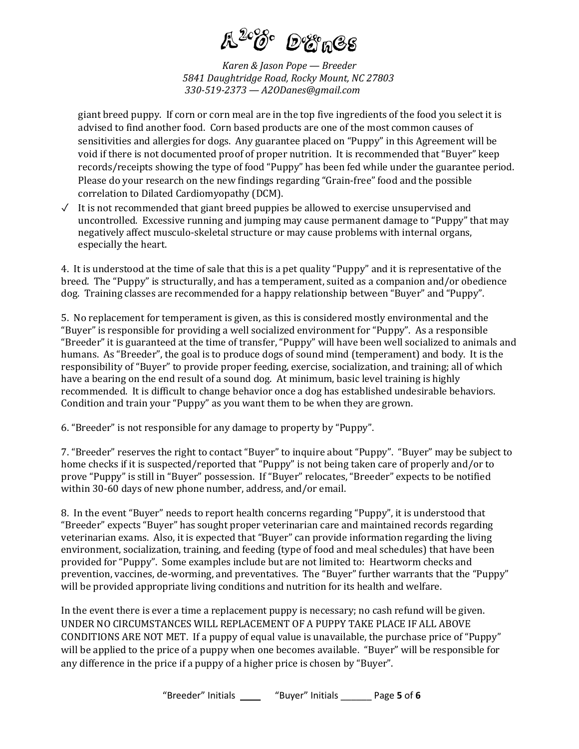giant breed puppy. If corn or corn meal are in the top five ingredients of the food you select it is advised to find another food. Corn based products are one of the most common causes of sensitivities and allergies for dogs. Any guarantee placed on "Puppy" in this Agreement will be void if there is not documented proof of proper nutrition. It is recommended that "Buyer" keep records/receipts showing the type of food "Puppy" has been fed while under the guarantee period. Please do your research on the new findings regarding "Grain-free" food and the possible correlation to Dilated Cardiomyopathy (DCM).

✓ It is not recommended that giant breed puppies be allowed to exercise unsupervised and uncontrolled. Excessive running and jumping may cause permanent damage to "Puppy" that may negatively affect musculo-skeletal structure or may cause problems with internal organs, especially the heart.

4. It is understood at the time of sale that this is a pet quality "Puppy" and it is representative of the breed. The "Puppy" is structurally, and has a temperament, suited as a companion and/or obedience dog. Training classes are recommended for a happy relationship between "Buyer" and "Puppy".

5. No replacement for temperament is given, as this is considered mostly environmental and the "Buyer" is responsible for providing a well socialized environment for "Puppy". As a responsible "Breeder" it is guaranteed at the time of transfer, "Puppy" will have been well socialized to animals and humans. As "Breeder", the goal is to produce dogs of sound mind (temperament) and body. It is the responsibility of "Buyer" to provide proper feeding, exercise, socialization, and training; all of which have a bearing on the end result of a sound dog. At minimum, basic level training is highly recommended. It is difficult to change behavior once a dog has established undesirable behaviors. Condition and train your "Puppy" as you want them to be when they are grown.

6. "Breeder" is not responsible for any damage to property by "Puppy".

7. "Breeder" reserves the right to contact "Buyer" to inquire about "Puppy". "Buyer" may be subject to home checks if it is suspected/reported that "Puppy" is not being taken care of properly and/or to prove "Puppy" is still in "Buyer" possession. If "Buyer" relocates, "Breeder" expects to be notified within 30-60 days of new phone number, address, and/or email.

8. In the event "Buyer" needs to report health concerns regarding "Puppy", it is understood that "Breeder" expects "Buyer" has sought proper veterinarian care and maintained records regarding veterinarian exams. Also, it is expected that "Buyer" can provide information regarding the living environment, socialization, training, and feeding (type of food and meal schedules) that have been provided for "Puppy". Some examples include but are not limited to: Heartworm checks and prevention, vaccines, de-worming, and preventatives. The "Buyer" further warrants that the "Puppy" will be provided appropriate living conditions and nutrition for its health and welfare.

In the event there is ever a time a replacement puppy is necessary; no cash refund will be given. UNDER NO CIRCUMSTANCES WILL REPLACEMENT OF A PUPPY TAKE PLACE IF ALL ABOVE CONDITIONS ARE NOT MET. If a puppy of equal value is unavailable, the purchase price of "Puppy" will be applied to the price of a puppy when one becomes available. "Buyer" will be responsible for any difference in the price if a puppy of a higher price is chosen by "Buyer".

"Breeder" Initials ____ "Buyer" Initials _______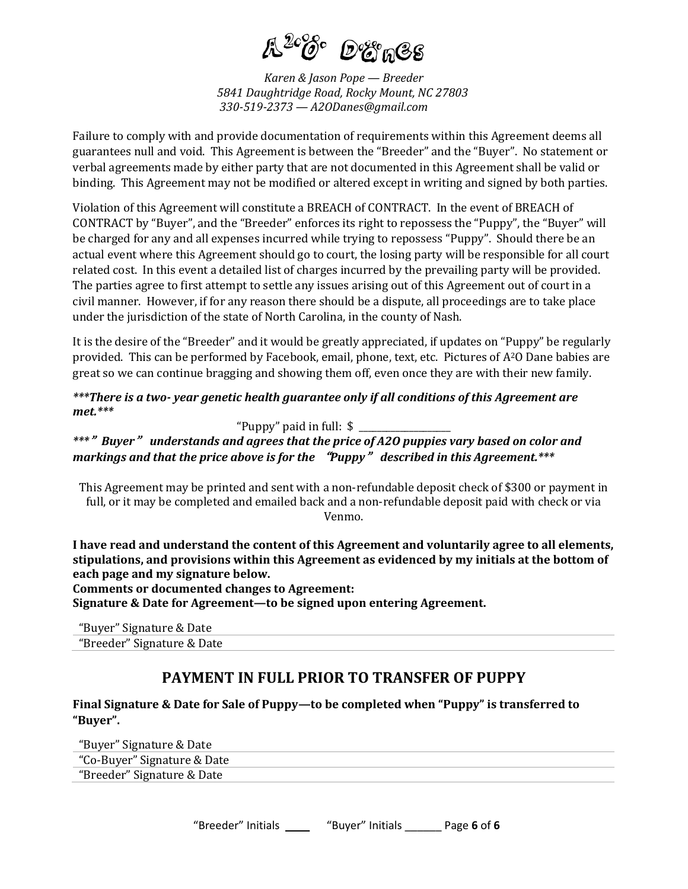Failure to comply with and provide documentation of requirements within this Agreement deems all guarantees null and void. This Agreement is between the "Breeder" and the "Buyer". No statement or verbal agreements made by either party that are not documented in this Agreement shall be valid or binding. This Agreement may not be modified or altered except in writing and signed by both parties.

Violation of this Agreement will constitute a BREACH of CONTRACT. In the event of BREACH of CONTRACT by "Buyer", and the "Breeder" enforces its right to repossess the "Puppy", the "Buyer" will be charged for any and all expenses incurred while trying to repossess "Puppy". Should there be an actual event where this Agreement should go to court, the losing party will be responsible for all court related cost. In this event a detailed list of charges incurred by the prevailing party will be provided. The parties agree to first attempt to settle any issues arising out of this Agreement out of court in a civil manner. However, if for any reason there should be a dispute, all proceedings are to take place under the jurisdiction of the state of North Carolina, in the county of Nash.

It is the desire of the "Breeder" and it would be greatly appreciated, if updates on "Puppy" be regularly provided. This can be performed by Facebook, email, phone, text, etc. Pictures of A²O Dane babies are great so we can continue bragging and showing them off, even once they are with their new family.

***\*\*\*There is a two- year genetic health guarantee only if all conditions of this Agreement are met.\*\*\****

"Puppy" paid in full: $ ___________________

***\*\*\*"Buyer" understands and agrees that the price of A2O puppies vary based on color and markings and that the price above is for the "Puppy" described in this Agreement.\*\*\****

This Agreement may be printed and sent with a non-refundable deposit check of $300 or payment in full, or it may be completed and emailed back and a non-refundable deposit paid with check or via Venmo.

**I have read and understand the content of this Agreement and voluntarily agree to all elements, stipulations, and provisions within this Agreement as evidenced by my initials at the bottom of each page and my signature below.**

**Comments or documented changes to Agreement:**

**Signature & Date for Agreement—to be signed upon entering Agreement.**

"Buyer" Signature & Date

"Breeder" Signature & Date

## PAYMENT IN FULL PRIOR TO TRANSFER OF PUPPY

**Final Signature & Date for Sale of Puppy—to be completed when "Puppy" is transferred to "Buyer".**

"Buyer" Signature & Date

"Co-Buyer" Signature & Date

"Breeder" Signature & Date

"Breeder" Initials ____ "Buyer" Initials ______